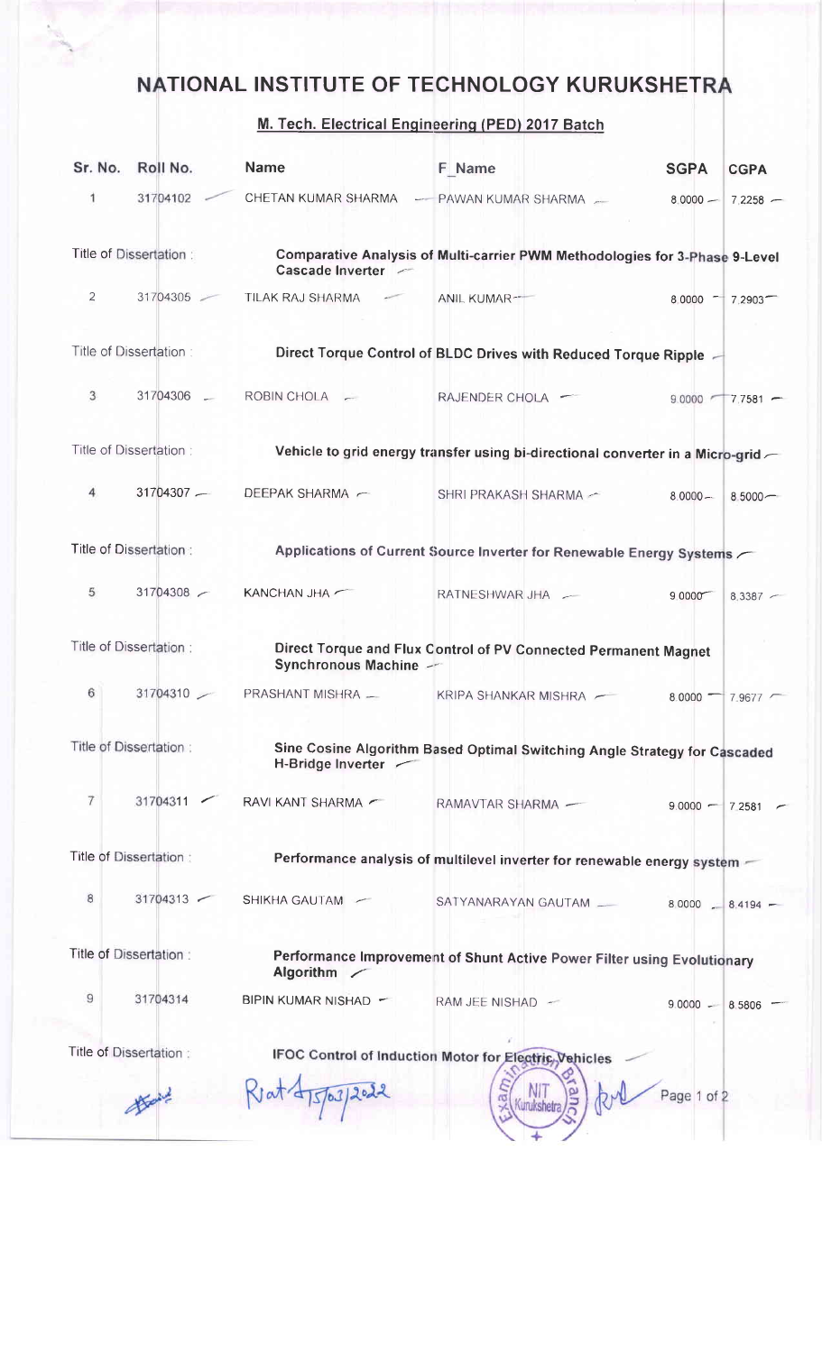# NATIONAL INSTITUTE OF TECHNOLOGY KURUKSHETRA

## M. Tech. Electrical Engineering (PED) 2017 Batch

| Sr. No. | Roll No. | Name | F_Name | SGPA | CGPA |
|---|---|---|---|---|---|
| 1 | 31704102 | CHETAN KUMAR SHARMA | PAWAN KUMAR SHARMA | 8.0000 | 7.2258 |
| Title of Dissertation : | | **Comparative Analysis of Multi-carrier PWM Methodologies for 3-Phase 9-Level Cascade Inverter** | | | |
| 2 | 31704305 | TILAK RAJ SHARMA | ANIL KUMAR | 8.0000 | 7.2903 |
| Title of Dissertation : | | **Direct Torque Control of BLDC Drives with Reduced Torque Ripple** | | | |
| 3 | 31704306 | ROBIN CHOLA | RAJENDER CHOLA | 9.0000 | 7.7581 |
| Title of Dissertation : | | **Vehicle to grid energy transfer using bi-directional converter in a Micro-grid** | | | |
| 4 | 31704307 | DEEPAK SHARMA | SHRI PRAKASH SHARMA | 8.0000 | 8.5000 |
| Title of Dissertation : | | **Applications of Current Source Inverter for Renewable Energy Systems** | | | |
| 5 | 31704308 | KANCHAN JHA | RATNESHWAR JHA | 9.0000 | 8.3387 |
| Title of Dissertation : | | **Direct Torque and Flux Control of PV Connected Permanent Magnet Synchronous Machine** | | | |
| 6 | 31704310 | PRASHANT MISHRA | KRIPA SHANKAR MISHRA | 8.0000 | 7.9677 |
| Title of Dissertation : | | **Sine Cosine Algorithm Based Optimal Switching Angle Strategy for Cascaded H-Bridge Inverter** | | | |
| 7 | 31704311 | RAVI KANT SHARMA | RAMAVTAR SHARMA | 9.0000 | 7.2581 |
| Title of Dissertation : | | **Performance analysis of multilevel inverter for renewable energy system** | | | |
| 8 | 31704313 | SHIKHA GAUTAM | SATYANARAYAN GAUTAM | 8.0000 | 8.4194 |
| Title of Dissertation : | | **Performance Improvement of Shunt Active Power Filter using Evolutionary Algorithm** | | | |
| 9 | 31704314 | BIPIN KUMAR NISHAD | RAM JEE NISHAD | 9.0000 | 8.5806 |
| Title of Dissertation : | | **IFOC Control of Induction Motor for Electric Vehicles** | | | |

Rat 15/03/2022

Examination Branch NIT Kurukshetra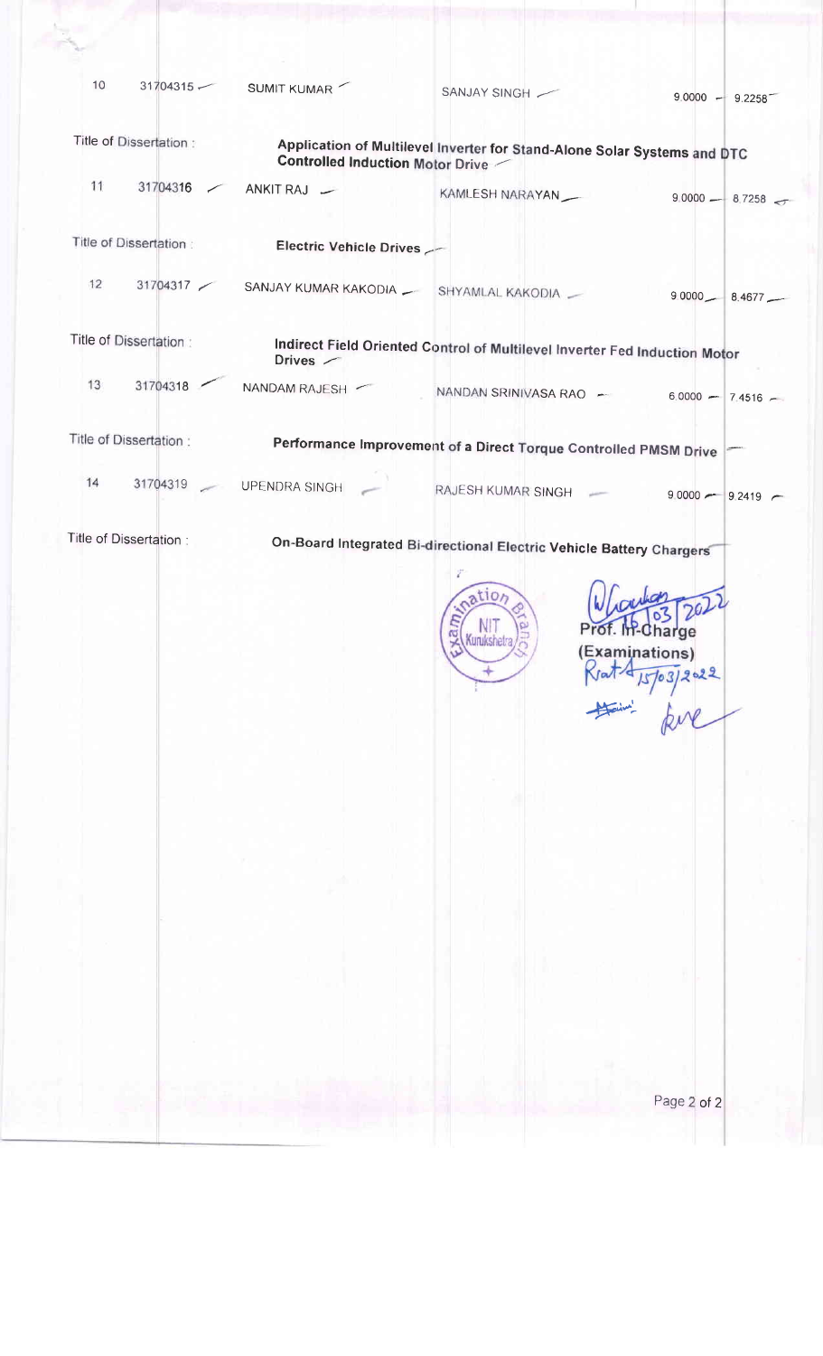| | | | | | |
|---|---|---|---|---|---|
| 10 | 31704315 | SUMIT KUMAR | SANJAY SINGH | 9.0000 | 9.2258 |
| Title of Dissertation : | **Application of Multilevel Inverter for Stand-Alone Solar Systems and DTC Controlled Induction Motor Drive** | | | | |
| 11 | 31704316 | ANKIT RAJ | KAMLESH NARAYAN | 9.0000 | 8.7258 |
| Title of Dissertation : | **Electric Vehicle Drives** | | | | |
| 12 | 31704317 | SANJAY KUMAR KAKODIA | SHYAMLAL KAKODIA | 9.0000 | 8.4677 |
| Title of Dissertation : | **Indirect Field Oriented Control of Multilevel Inverter Fed Induction Motor Drives** | | | | |
| 13 | 31704318 | NANDAM RAJESH | NANDAN SRINIVASA RAO | 6.0000 | 7.4516 |
| Title of Dissertation : | **Performance Improvement of a Direct Torque Controlled PMSM Drive** | | | | |
| 14 | 31704319 | UPENDRA SINGH | RAJESH KUMAR SINGH | 9.0000 | 9.2419 |
| Title of Dissertation : | **On-Board Integrated Bi-directional Electric Vehicle Battery Chargers** | | | | |

Examination Branch NIT Kurukshetra

16/03/2022

**Prof. In-Charge**
**(Examinations)**

15/03/2022